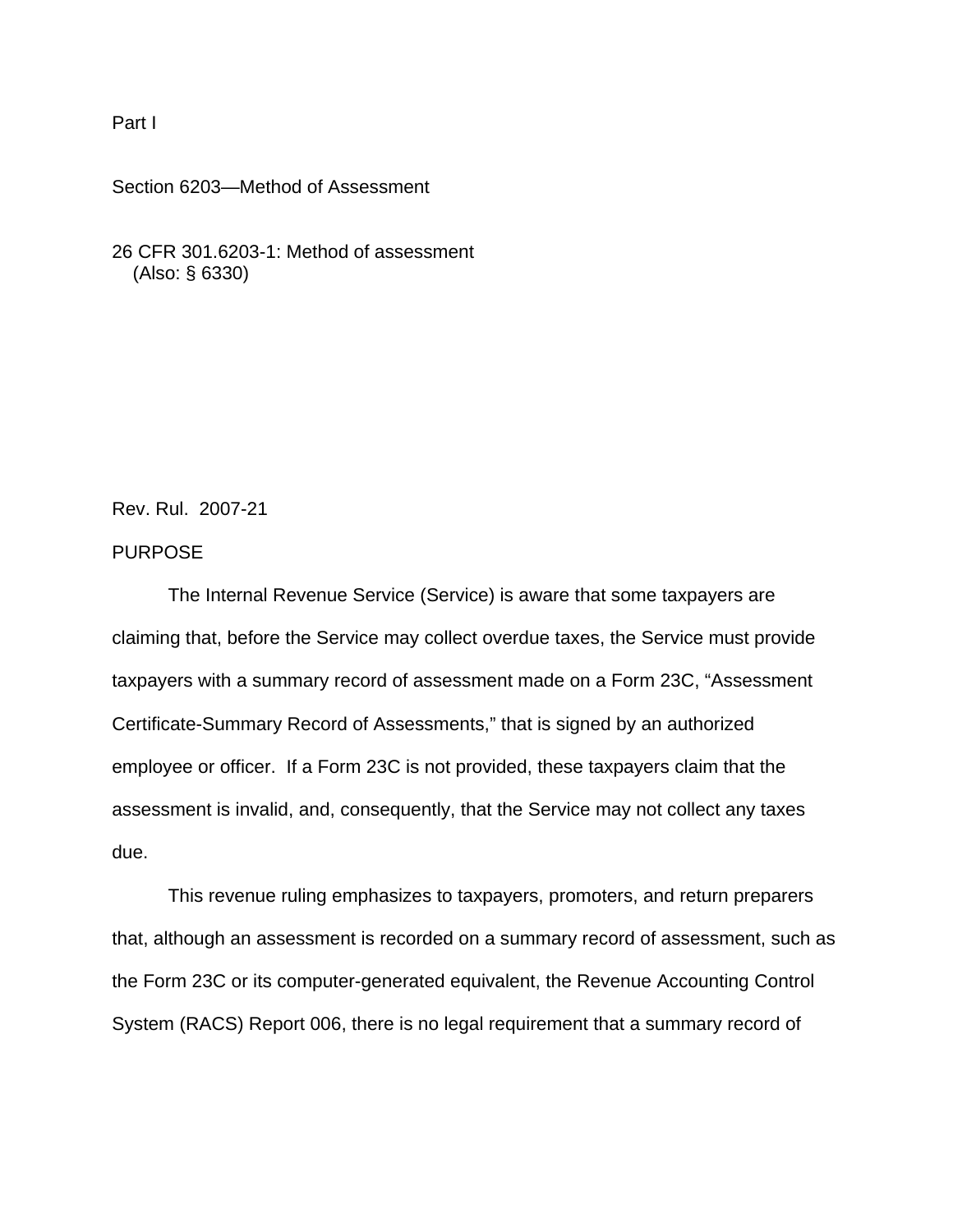Part I

Section 6203—Method of Assessment

26 CFR 301.6203-1: Method of assessment
(Also: § 6330)

Rev. Rul. 2007-21

PURPOSE

The Internal Revenue Service (Service) is aware that some taxpayers are claiming that, before the Service may collect overdue taxes, the Service must provide taxpayers with a summary record of assessment made on a Form 23C, “Assessment Certificate-Summary Record of Assessments,” that is signed by an authorized employee or officer. If a Form 23C is not provided, these taxpayers claim that the assessment is invalid, and, consequently, that the Service may not collect any taxes due.

This revenue ruling emphasizes to taxpayers, promoters, and return preparers that, although an assessment is recorded on a summary record of assessment, such as the Form 23C or its computer-generated equivalent, the Revenue Accounting Control System (RACS) Report 006, there is no legal requirement that a summary record of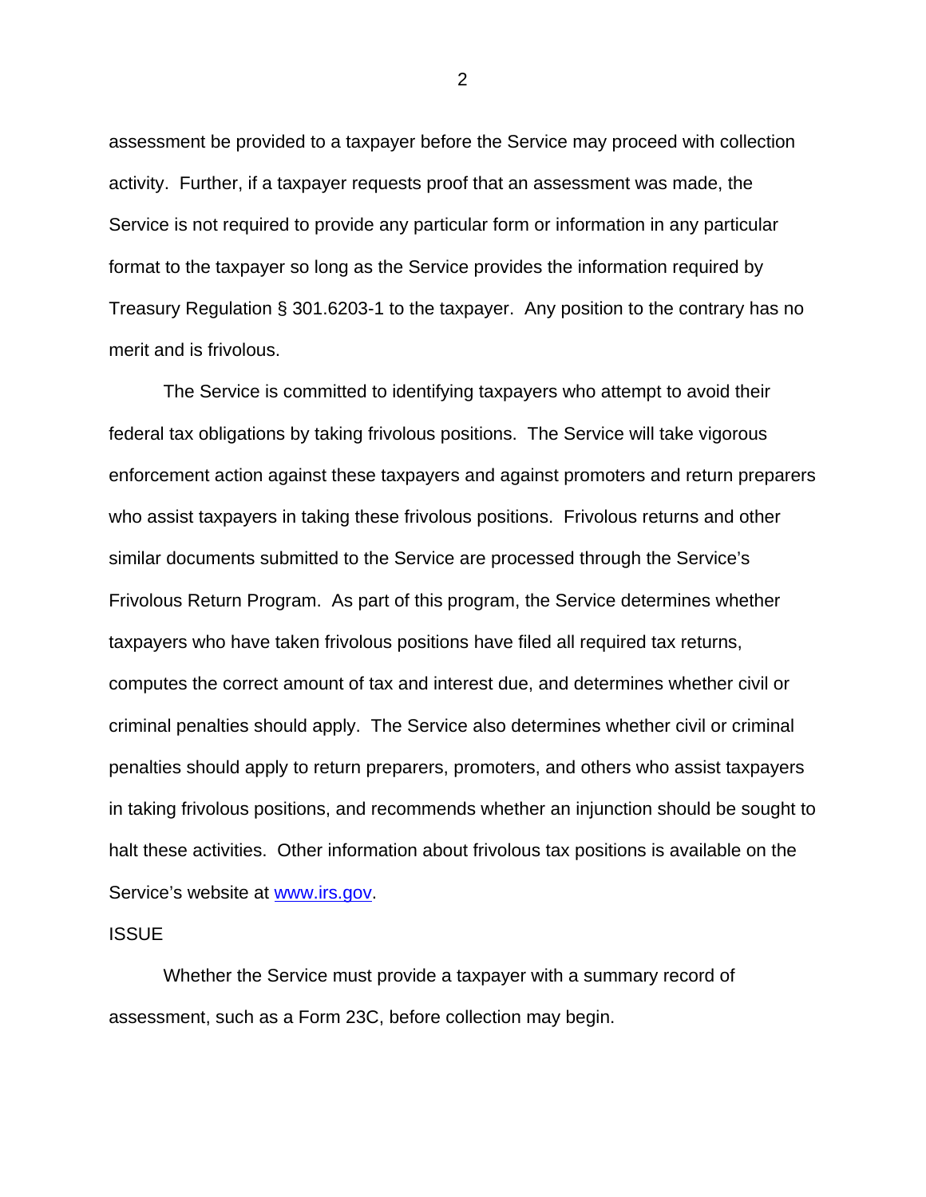assessment be provided to a taxpayer before the Service may proceed with collection activity. Further, if a taxpayer requests proof that an assessment was made, the Service is not required to provide any particular form or information in any particular format to the taxpayer so long as the Service provides the information required by Treasury Regulation § 301.6203-1 to the taxpayer. Any position to the contrary has no merit and is frivolous.

The Service is committed to identifying taxpayers who attempt to avoid their federal tax obligations by taking frivolous positions. The Service will take vigorous enforcement action against these taxpayers and against promoters and return preparers who assist taxpayers in taking these frivolous positions. Frivolous returns and other similar documents submitted to the Service are processed through the Service's Frivolous Return Program. As part of this program, the Service determines whether taxpayers who have taken frivolous positions have filed all required tax returns, computes the correct amount of tax and interest due, and determines whether civil or criminal penalties should apply. The Service also determines whether civil or criminal penalties should apply to return preparers, promoters, and others who assist taxpayers in taking frivolous positions, and recommends whether an injunction should be sought to halt these activities. Other information about frivolous tax positions is available on the Service's website at [www.irs.gov](http://www.irs.gov).

ISSUE

Whether the Service must provide a taxpayer with a summary record of assessment, such as a Form 23C, before collection may begin.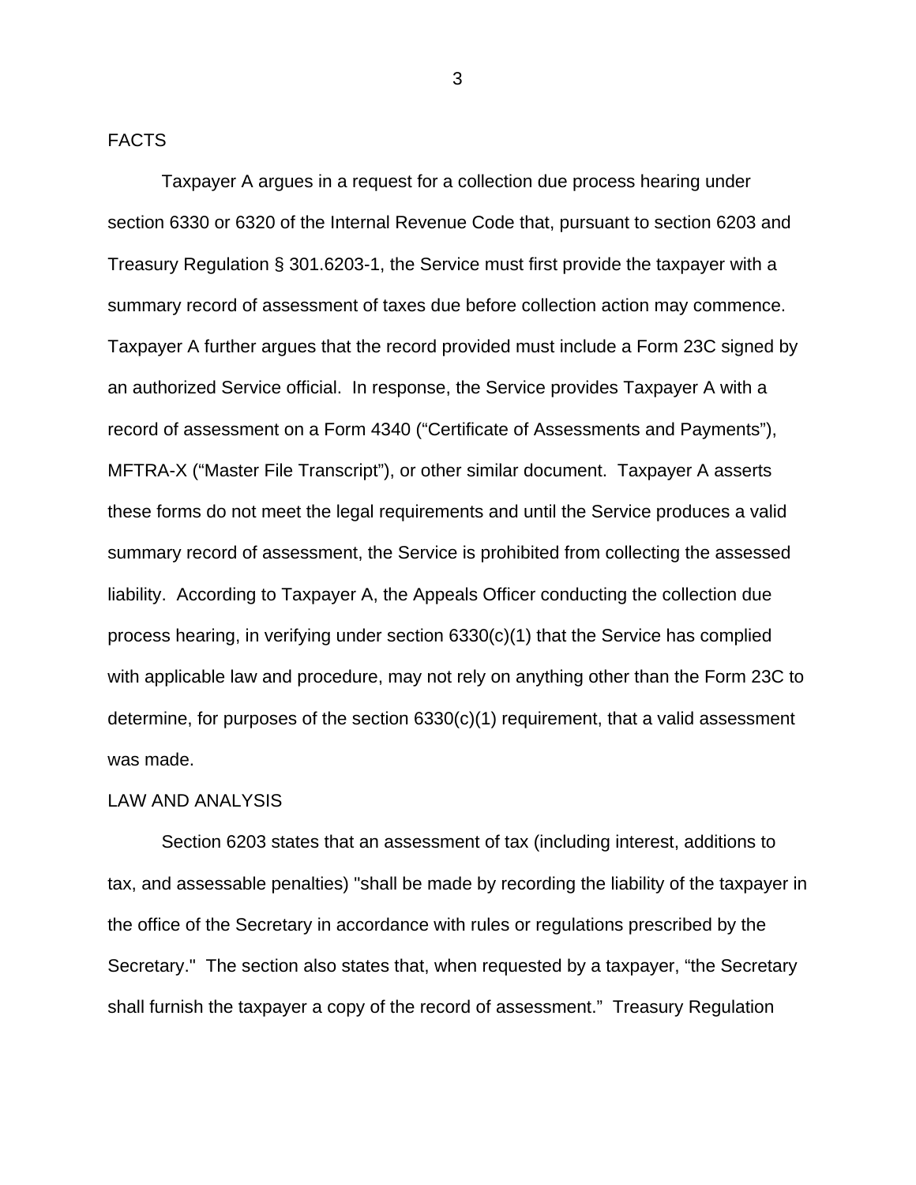FACTS

Taxpayer A argues in a request for a collection due process hearing under section 6330 or 6320 of the Internal Revenue Code that, pursuant to section 6203 and Treasury Regulation § 301.6203-1, the Service must first provide the taxpayer with a summary record of assessment of taxes due before collection action may commence. Taxpayer A further argues that the record provided must include a Form 23C signed by an authorized Service official. In response, the Service provides Taxpayer A with a record of assessment on a Form 4340 ("Certificate of Assessments and Payments"), MFTRA-X ("Master File Transcript"), or other similar document. Taxpayer A asserts these forms do not meet the legal requirements and until the Service produces a valid summary record of assessment, the Service is prohibited from collecting the assessed liability. According to Taxpayer A, the Appeals Officer conducting the collection due process hearing, in verifying under section 6330(c)(1) that the Service has complied with applicable law and procedure, may not rely on anything other than the Form 23C to determine, for purposes of the section 6330(c)(1) requirement, that a valid assessment was made.

LAW AND ANALYSIS

Section 6203 states that an assessment of tax (including interest, additions to tax, and assessable penalties) "shall be made by recording the liability of the taxpayer in the office of the Secretary in accordance with rules or regulations prescribed by the Secretary." The section also states that, when requested by a taxpayer, "the Secretary shall furnish the taxpayer a copy of the record of assessment." Treasury Regulation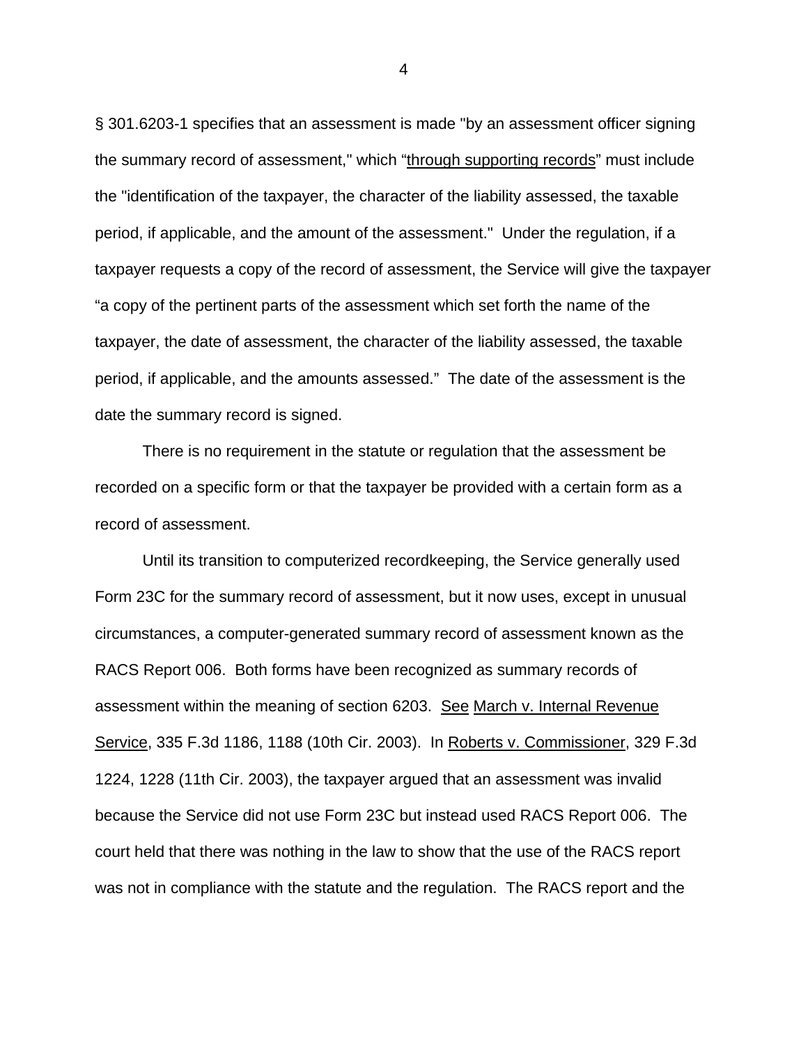§ 301.6203-1 specifies that an assessment is made "by an assessment officer signing the summary record of assessment," which "<u>through supporting records</u>" must include the "identification of the taxpayer, the character of the liability assessed, the taxable period, if applicable, and the amount of the assessment." Under the regulation, if a taxpayer requests a copy of the record of assessment, the Service will give the taxpayer "a copy of the pertinent parts of the assessment which set forth the name of the taxpayer, the date of assessment, the character of the liability assessed, the taxable period, if applicable, and the amounts assessed." The date of the assessment is the date the summary record is signed.

There is no requirement in the statute or regulation that the assessment be recorded on a specific form or that the taxpayer be provided with a certain form as a record of assessment.

Until its transition to computerized recordkeeping, the Service generally used Form 23C for the summary record of assessment, but it now uses, except in unusual circumstances, a computer-generated summary record of assessment known as the RACS Report 006. Both forms have been recognized as summary records of assessment within the meaning of section 6203. <u>See</u> <u>March v. Internal Revenue Service</u>, 335 F.3d 1186, 1188 (10th Cir. 2003). In <u>Roberts v. Commissioner</u>, 329 F.3d 1224, 1228 (11th Cir. 2003), the taxpayer argued that an assessment was invalid because the Service did not use Form 23C but instead used RACS Report 006. The court held that there was nothing in the law to show that the use of the RACS report was not in compliance with the statute and the regulation. The RACS report and the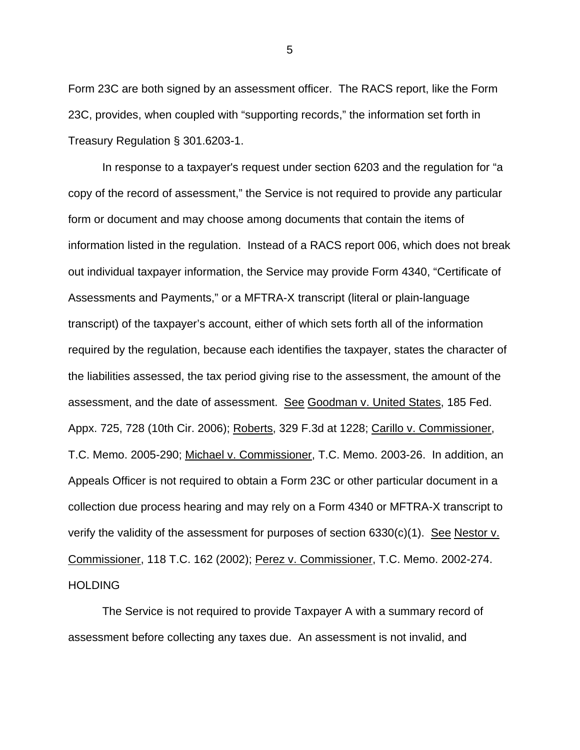Form 23C are both signed by an assessment officer. The RACS report, like the Form 23C, provides, when coupled with "supporting records," the information set forth in Treasury Regulation § 301.6203-1.

In response to a taxpayer's request under section 6203 and the regulation for "a copy of the record of assessment," the Service is not required to provide any particular form or document and may choose among documents that contain the items of information listed in the regulation. Instead of a RACS report 006, which does not break out individual taxpayer information, the Service may provide Form 4340, "Certificate of Assessments and Payments," or a MFTRA-X transcript (literal or plain-language transcript) of the taxpayer's account, either of which sets forth all of the information required by the regulation, because each identifies the taxpayer, states the character of the liabilities assessed, the tax period giving rise to the assessment, the amount of the assessment, and the date of assessment. See Goodman v. United States, 185 Fed. Appx. 725, 728 (10th Cir. 2006); Roberts, 329 F.3d at 1228; Carillo v. Commissioner, T.C. Memo. 2005-290; Michael v. Commissioner, T.C. Memo. 2003-26. In addition, an Appeals Officer is not required to obtain a Form 23C or other particular document in a collection due process hearing and may rely on a Form 4340 or MFTRA-X transcript to verify the validity of the assessment for purposes of section 6330(c)(1). See Nestor v. Commissioner, 118 T.C. 162 (2002); Perez v. Commissioner, T.C. Memo. 2002-274.

HOLDING

The Service is not required to provide Taxpayer A with a summary record of assessment before collecting any taxes due. An assessment is not invalid, and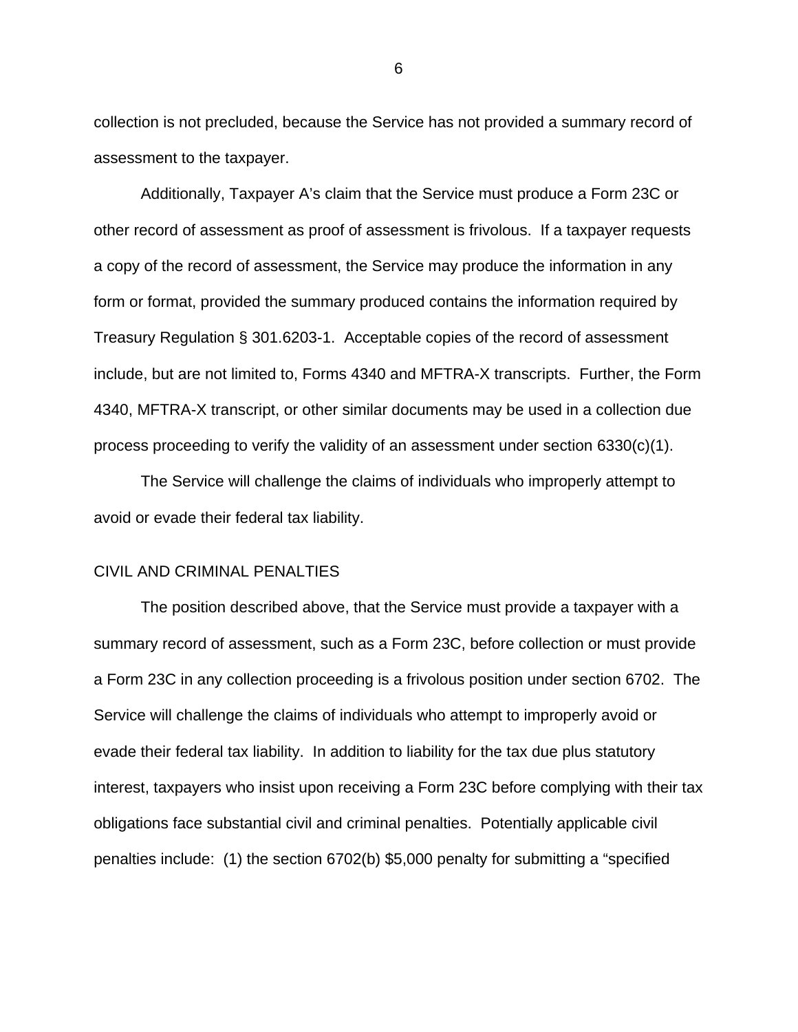collection is not precluded, because the Service has not provided a summary record of assessment to the taxpayer.

Additionally, Taxpayer A's claim that the Service must produce a Form 23C or other record of assessment as proof of assessment is frivolous. If a taxpayer requests a copy of the record of assessment, the Service may produce the information in any form or format, provided the summary produced contains the information required by Treasury Regulation § 301.6203-1. Acceptable copies of the record of assessment include, but are not limited to, Forms 4340 and MFTRA-X transcripts. Further, the Form 4340, MFTRA-X transcript, or other similar documents may be used in a collection due process proceeding to verify the validity of an assessment under section 6330(c)(1).

The Service will challenge the claims of individuals who improperly attempt to avoid or evade their federal tax liability.

## CIVIL AND CRIMINAL PENALTIES

The position described above, that the Service must provide a taxpayer with a summary record of assessment, such as a Form 23C, before collection or must provide a Form 23C in any collection proceeding is a frivolous position under section 6702. The Service will challenge the claims of individuals who attempt to improperly avoid or evade their federal tax liability. In addition to liability for the tax due plus statutory interest, taxpayers who insist upon receiving a Form 23C before complying with their tax obligations face substantial civil and criminal penalties. Potentially applicable civil penalties include: (1) the section 6702(b) $5,000 penalty for submitting a "specified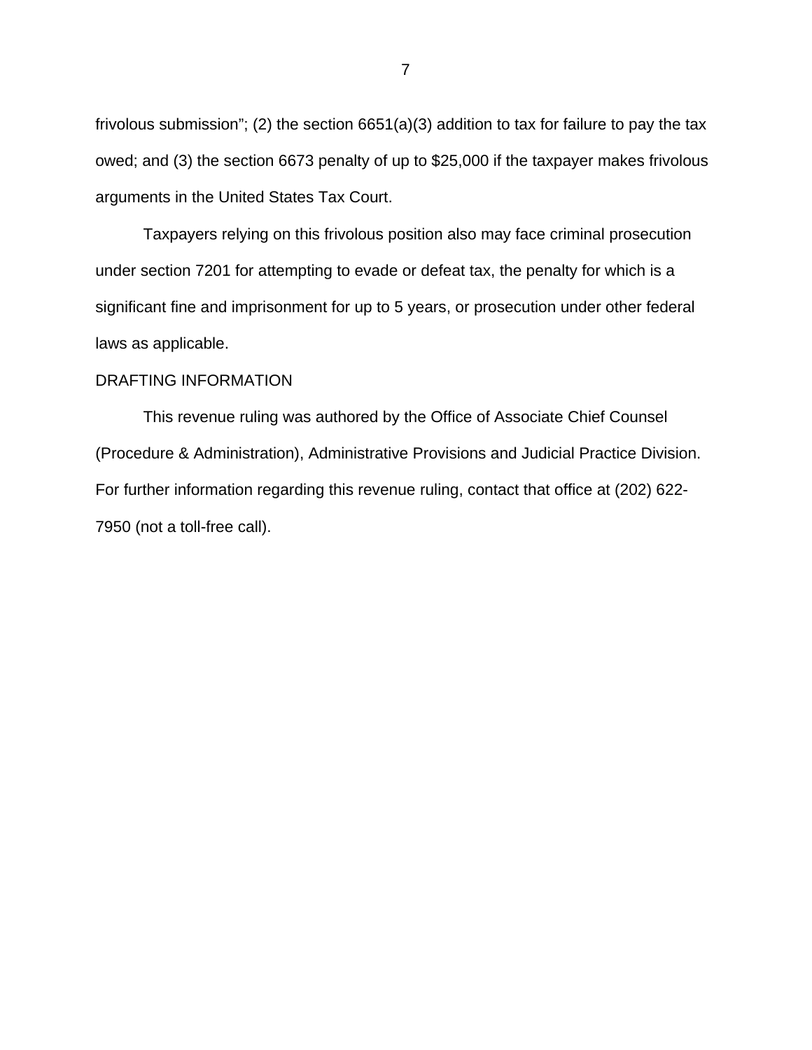frivolous submission"; (2) the section 6651(a)(3) addition to tax for failure to pay the tax owed; and (3) the section 6673 penalty of up to $25,000 if the taxpayer makes frivolous arguments in the United States Tax Court.

Taxpayers relying on this frivolous position also may face criminal prosecution under section 7201 for attempting to evade or defeat tax, the penalty for which is a significant fine and imprisonment for up to 5 years, or prosecution under other federal laws as applicable.

DRAFTING INFORMATION

This revenue ruling was authored by the Office of Associate Chief Counsel (Procedure & Administration), Administrative Provisions and Judicial Practice Division. For further information regarding this revenue ruling, contact that office at (202) 622-7950 (not a toll-free call).